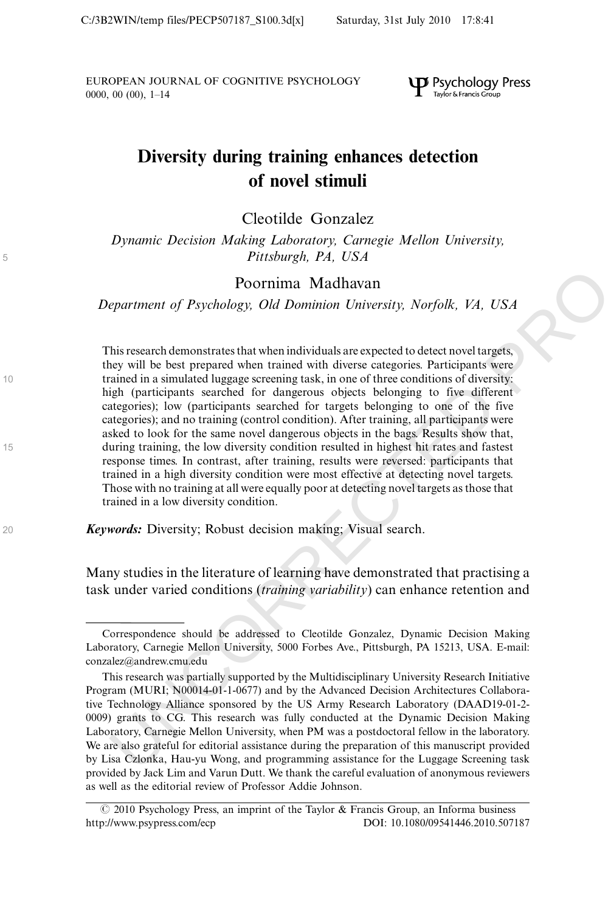# Diversity during training enhances detection of novel stimuli

Cleotilde Gonzalez

*Dynamic Decision Making Laboratory, Carnegie Mellon University, Pittsburgh, PA, USA*

Poornima Madhavan

*Department of Psychology, Old Dominion University, Norfolk, VA, USA*

This research demonstrates that when individuals are expected to detect novel targets, they will be best prepared when trained with diverse categories. Participants were trained in a simulated luggage screening task, in one of three conditions of diversity: high (participants searched for dangerous objects belonging to five different categories); low (participants searched for targets belonging to one of the five categories); and no training (control condition). After training, all participants were asked to look for the same novel dangerous objects in the bags. Results show that, during training, the low diversity condition resulted in highest hit rates and fastest response times. In contrast, after training, results were reversed: participants that trained in a high diversity condition were most effective at detecting novel targets. Those with no training at all were equally poor at detecting novel targets as those that trained in a low diversity condition.

***Keywords:*** Diversity; Robust decision making; Visual search.

Many studies in the literature of learning have demonstrated that practising a task under varied conditions (*training variability*) can enhance retention and

---

Correspondence should be addressed to Cleotilde Gonzalez, Dynamic Decision Making Laboratory, Carnegie Mellon University, 5000 Forbes Ave., Pittsburgh, PA 15213, USA. E-mail: conzalez@andrew.cmu.edu

This research was partially supported by the Multidisciplinary University Research Initiative Program (MURI; N00014-01-1-0677) and by the Advanced Decision Architectures Collaborative Technology Alliance sponsored by the US Army Research Laboratory (DAAD19-01-2-0009) grants to CG. This research was fully conducted at the Dynamic Decision Making Laboratory, Carnegie Mellon University, when PM was a postdoctoral fellow in the laboratory. We are also grateful for editorial assistance during the preparation of this manuscript provided by Lisa Czlonka, Hau-yu Wong, and programming assistance for the Luggage Screening task provided by Jack Lim and Varun Dutt. We thank the careful evaluation of anonymous reviewers as well as the editorial review of Professor Addie Johnson.

© 2010 Psychology Press, an imprint of the Taylor & Francis Group, an Informa business
http://www.psypress.com/ecp DOI: 10.1080/09541446.2010.507187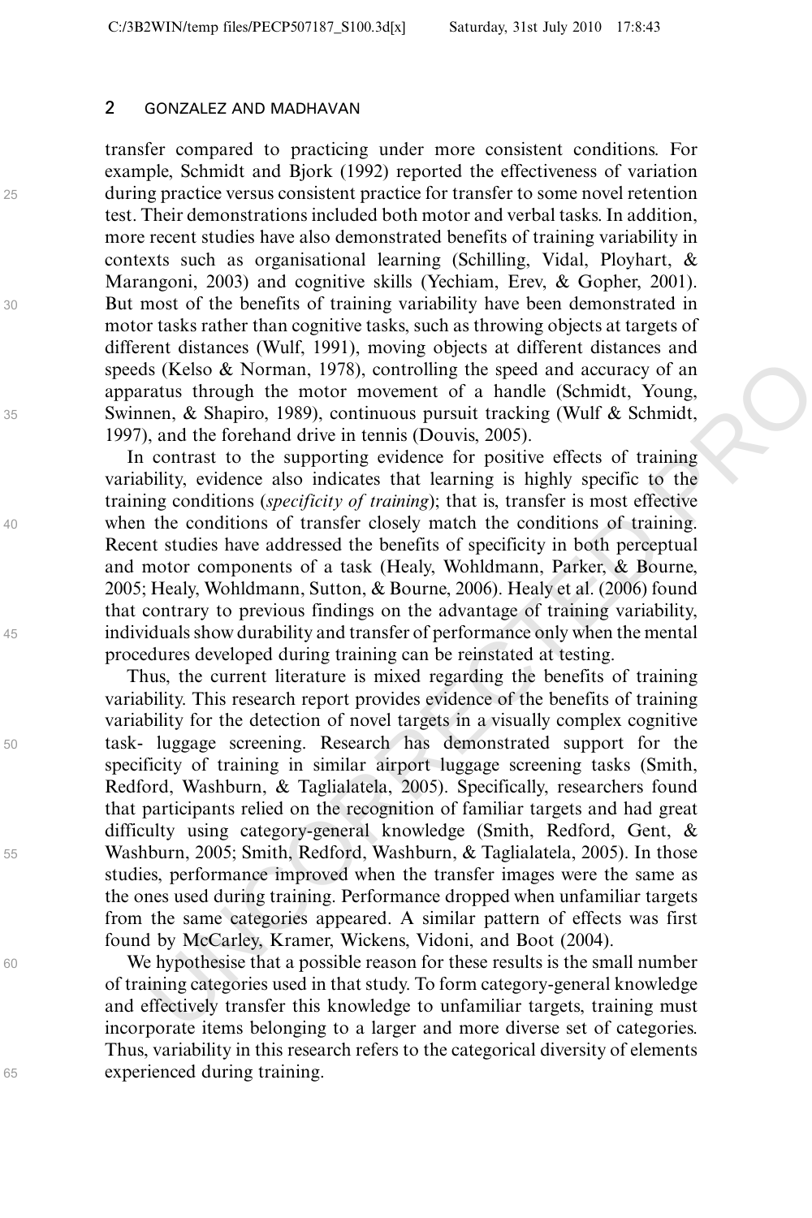transfer compared to practicing under more consistent conditions. For example, Schmidt and Bjork (1992) reported the effectiveness of variation during practice versus consistent practice for transfer to some novel retention test. Their demonstrations included both motor and verbal tasks. In addition, more recent studies have also demonstrated benefits of training variability in contexts such as organisational learning (Schilling, Vidal, Ployhart, & Marangoni, 2003) and cognitive skills (Yechiam, Erev, & Gopher, 2001). But most of the benefits of training variability have been demonstrated in motor tasks rather than cognitive tasks, such as throwing objects at targets of different distances (Wulf, 1991), moving objects at different distances and speeds (Kelso & Norman, 1978), controlling the speed and accuracy of an apparatus through the motor movement of a handle (Schmidt, Young, Swinnen, & Shapiro, 1989), continuous pursuit tracking (Wulf & Schmidt, 1997), and the forehand drive in tennis (Douvis, 2005).

In contrast to the supporting evidence for positive effects of training variability, evidence also indicates that learning is highly specific to the training conditions (*specificity of training*); that is, transfer is most effective when the conditions of transfer closely match the conditions of training. Recent studies have addressed the benefits of specificity in both perceptual and motor components of a task (Healy, Wohldmann, Parker, & Bourne, 2005; Healy, Wohldmann, Sutton, & Bourne, 2006). Healy et al. (2006) found that contrary to previous findings on the advantage of training variability, individuals show durability and transfer of performance only when the mental procedures developed during training can be reinstated at testing.

Thus, the current literature is mixed regarding the benefits of training variability. This research report provides evidence of the benefits of training variability for the detection of novel targets in a visually complex cognitive task- luggage screening. Research has demonstrated support for the specificity of training in similar airport luggage screening tasks (Smith, Redford, Washburn, & Taglialatela, 2005). Specifically, researchers found that participants relied on the recognition of familiar targets and had great difficulty using category-general knowledge (Smith, Redford, Gent, & Washburn, 2005; Smith, Redford, Washburn, & Taglialatela, 2005). In those studies, performance improved when the transfer images were the same as the ones used during training. Performance dropped when unfamiliar targets from the same categories appeared. A similar pattern of effects was first found by McCarley, Kramer, Wickens, Vidoni, and Boot (2004).

We hypothesise that a possible reason for these results is the small number of training categories used in that study. To form category-general knowledge and effectively transfer this knowledge to unfamiliar targets, training must incorporate items belonging to a larger and more diverse set of categories. Thus, variability in this research refers to the categorical diversity of elements experienced during training.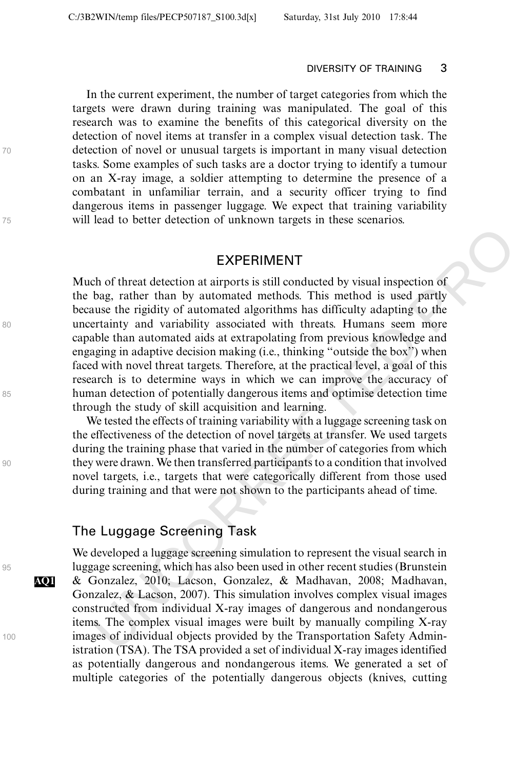In the current experiment, the number of target categories from which the targets were drawn during training was manipulated. The goal of this research was to examine the benefits of this categorical diversity on the detection of novel items at transfer in a complex visual detection task. The detection of novel or unusual targets is important in many visual detection tasks. Some examples of such tasks are a doctor trying to identify a tumour on an X-ray image, a soldier attempting to determine the presence of a combatant in unfamiliar terrain, and a security officer trying to find dangerous items in passenger luggage. We expect that training variability will lead to better detection of unknown targets in these scenarios.

## EXPERIMENT

Much of threat detection at airports is still conducted by visual inspection of the bag, rather than by automated methods. This method is used partly because the rigidity of automated algorithms has difficulty adapting to the uncertainty and variability associated with threats. Humans seem more capable than automated aids at extrapolating from previous knowledge and engaging in adaptive decision making (i.e., thinking "outside the box") when faced with novel threat targets. Therefore, at the practical level, a goal of this research is to determine ways in which we can improve the accuracy of human detection of potentially dangerous items and optimise detection time through the study of skill acquisition and learning.

We tested the effects of training variability with a luggage screening task on the effectiveness of the detection of novel targets at transfer. We used targets during the training phase that varied in the number of categories from which they were drawn. We then transferred participants to a condition that involved novel targets, i.e., targets that were categorically different from those used during training and that were not shown to the participants ahead of time.

### The Luggage Screening Task

We developed a luggage screening simulation to represent the visual search in luggage screening, which has also been used in other recent studies (Brunstein & Gonzalez, 2010; Lacson, Gonzalez, & Madhavan, 2008; Madhavan, Gonzalez, & Lacson, 2007). This simulation involves complex visual images constructed from individual X-ray images of dangerous and nondangerous items. The complex visual images were built by manually compiling X-ray images of individual objects provided by the Transportation Safety Administration (TSA). The TSA provided a set of individual X-ray images identified as potentially dangerous and nondangerous items. We generated a set of multiple categories of the potentially dangerous objects (knives, cutting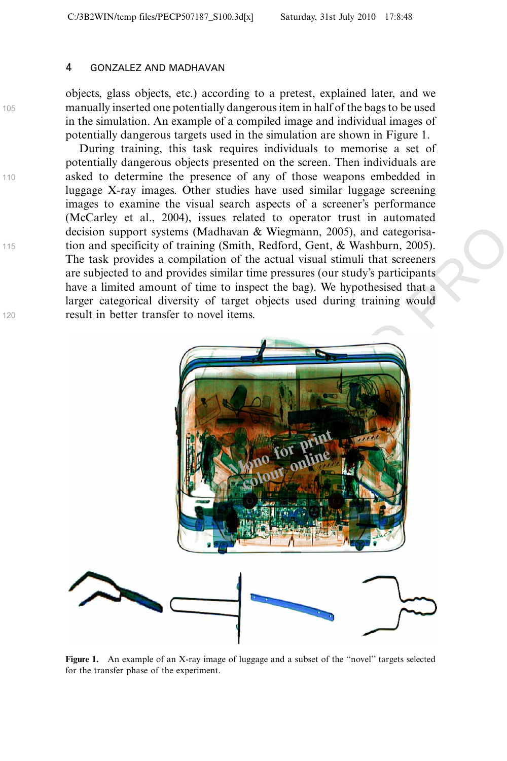objects, glass objects, etc.) according to a pretest, explained later, and we manually inserted one potentially dangerous item in half of the bags to be used in the simulation. An example of a compiled image and individual images of potentially dangerous targets used in the simulation are shown in Figure 1.

During training, this task requires individuals to memorise a set of potentially dangerous objects presented on the screen. Then individuals are asked to determine the presence of any of those weapons embedded in luggage X-ray images. Other studies have used similar luggage screening images to examine the visual search aspects of a screener's performance (McCarley et al., 2004), issues related to operator trust in automated decision support systems (Madhavan & Wiegmann, 2005), and categorisation and specificity of training (Smith, Redford, Gent, & Washburn, 2005). The task provides a compilation of the actual visual stimuli that screeners are subjected to and provides similar time pressures (our study's participants have a limited amount of time to inspect the bag). We hypothesised that a larger categorical diversity of target objects used during training would result in better transfer to novel items.

**Figure 1.** An example of an X-ray image of luggage and a subset of the "novel" targets selected for the transfer phase of the experiment.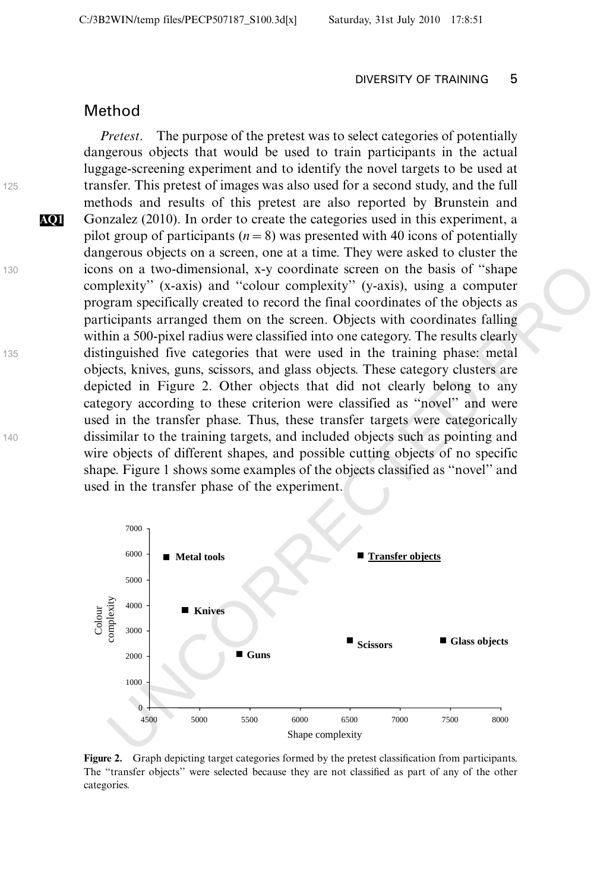## Method

*Pretest*. The purpose of the pretest was to select categories of potentially dangerous objects that would be used to train participants in the actual luggage-screening experiment and to identify the novel targets to be used at transfer. This pretest of images was also used for a second study, and the full methods and results of this pretest are also reported by Brunstein and Gonzalez (2010). In order to create the categories used in this experiment, a pilot group of participants ($n = 8$) was presented with 40 icons of potentially dangerous objects on a screen, one at a time. They were asked to cluster the icons on a two-dimensional, x-y coordinate screen on the basis of "shape complexity" (x-axis) and "colour complexity" (y-axis), using a computer program specifically created to record the final coordinates of the objects as participants arranged them on the screen. Objects with coordinates falling within a 500-pixel radius were classified into one category. The results clearly distinguished five categories that were used in the training phase: metal objects, knives, guns, scissors, and glass objects. These category clusters are depicted in Figure 2. Other objects that did not clearly belong to any category according to these criterion were classified as "novel" and were used in the transfer phase. Thus, these transfer targets were categorically dissimilar to the training targets, and included objects such as pointing and wire objects of different shapes, and possible cutting objects of no specific shape. Figure 1 shows some examples of the objects classified as "novel" and used in the transfer phase of the experiment.

**Figure 2.** Graph depicting target categories formed by the pretest classification from participants. The "transfer objects" were selected because they are not classified as part of any of the other categories.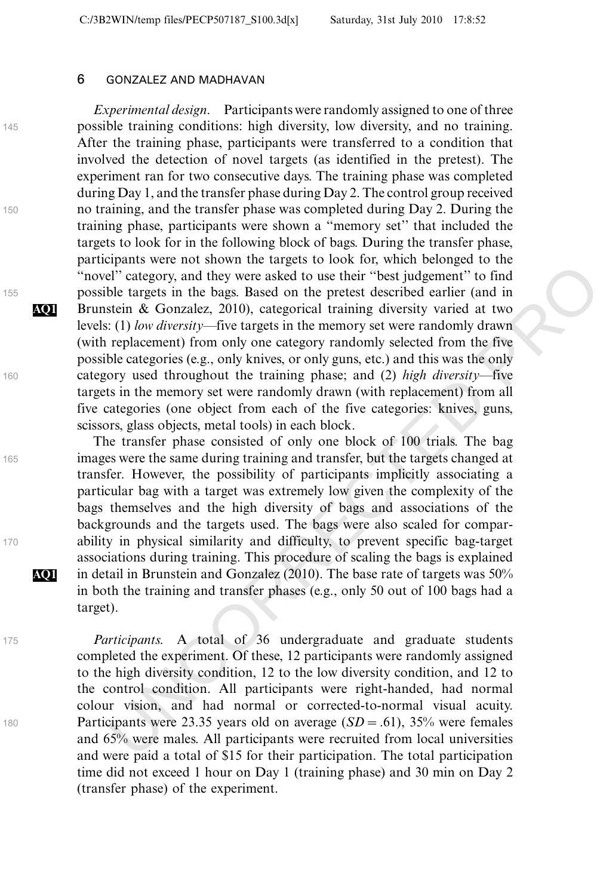*Experimental design*. Participants were randomly assigned to one of three possible training conditions: high diversity, low diversity, and no training. After the training phase, participants were transferred to a condition that involved the detection of novel targets (as identified in the pretest). The experiment ran for two consecutive days. The training phase was completed during Day 1, and the transfer phase during Day 2. The control group received no training, and the transfer phase was completed during Day 2. During the training phase, participants were shown a "memory set" that included the targets to look for in the following block of bags. During the transfer phase, participants were not shown the targets to look for, which belonged to the "novel" category, and they were asked to use their "best judgement" to find possible targets in the bags. Based on the pretest described earlier (and in Brunstein & Gonzalez, 2010), categorical training diversity varied at two levels: (1) *low diversity*—five targets in the memory set were randomly drawn (with replacement) from only one category randomly selected from the five possible categories (e.g., only knives, or only guns, etc.) and this was the only category used throughout the training phase; and (2) *high diversity*—five targets in the memory set were randomly drawn (with replacement) from all five categories (one object from each of the five categories: knives, guns, scissors, glass objects, metal tools) in each block.

The transfer phase consisted of only one block of 100 trials. The bag images were the same during training and transfer, but the targets changed at transfer. However, the possibility of participants implicitly associating a particular bag with a target was extremely low given the complexity of the bags themselves and the high diversity of bags and associations of the backgrounds and the targets used. The bags were also scaled for comparability in physical similarity and difficulty, to prevent specific bag-target associations during training. This procedure of scaling the bags is explained in detail in Brunstein and Gonzalez (2010). The base rate of targets was 50% in both the training and transfer phases (e.g., only 50 out of 100 bags had a target).

*Participants.* A total of 36 undergraduate and graduate students completed the experiment. Of these, 12 participants were randomly assigned to the high diversity condition, 12 to the low diversity condition, and 12 to the control condition. All participants were right-handed, had normal colour vision, and had normal or corrected-to-normal visual acuity. Participants were 23.35 years old on average ($SD = .61$), 35% were females and 65% were males. All participants were recruited from local universities and were paid a total of $15 for their participation. The total participation time did not exceed 1 hour on Day 1 (training phase) and 30 min on Day 2 (transfer phase) of the experiment.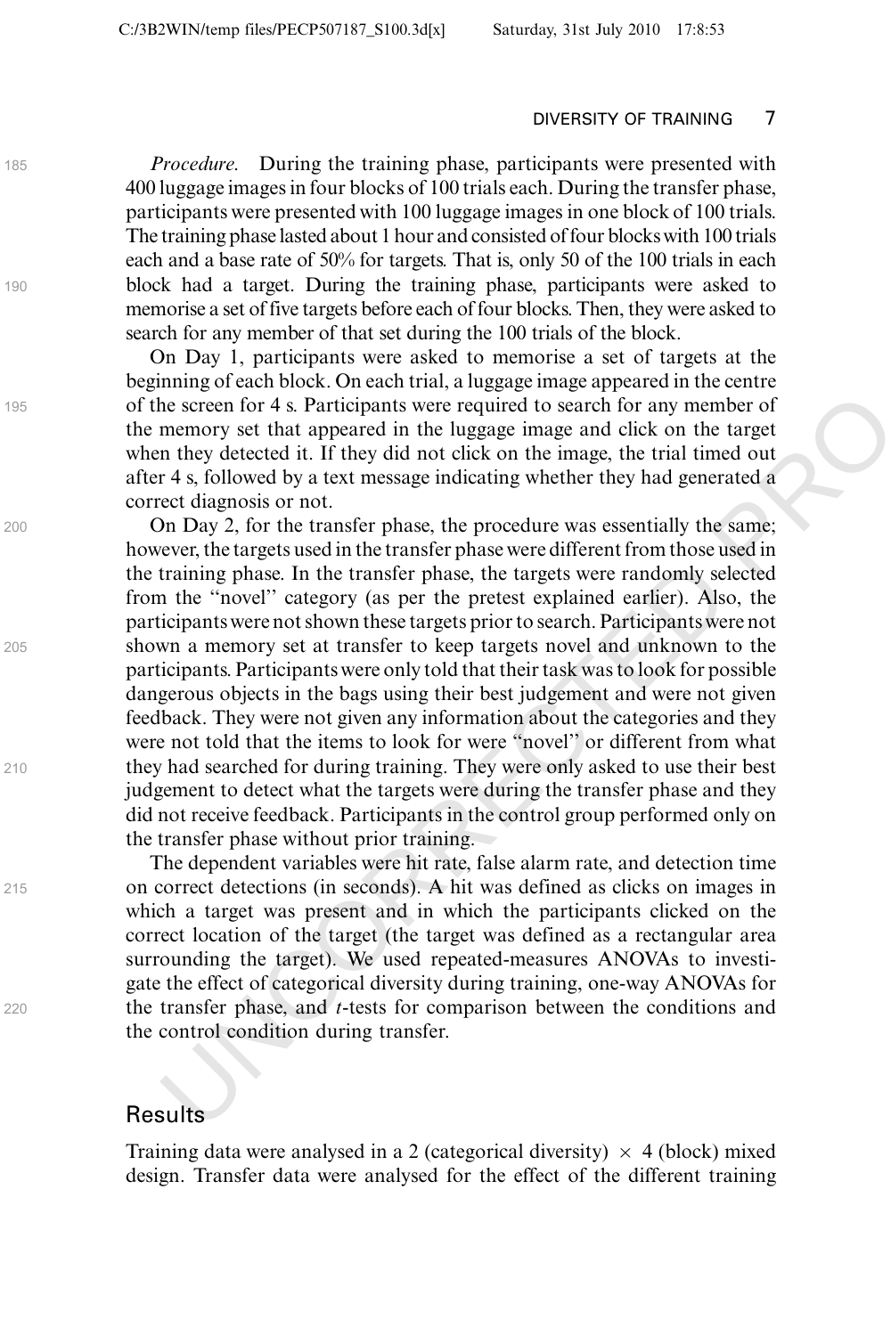*Procedure*. During the training phase, participants were presented with 400 luggage images in four blocks of 100 trials each. During the transfer phase, participants were presented with 100 luggage images in one block of 100 trials. The training phase lasted about 1 hour and consisted of four blocks with 100 trials each and a base rate of 50% for targets. That is, only 50 of the 100 trials in each block had a target. During the training phase, participants were asked to memorise a set of five targets before each of four blocks. Then, they were asked to search for any member of that set during the 100 trials of the block.

On Day 1, participants were asked to memorise a set of targets at the beginning of each block. On each trial, a luggage image appeared in the centre of the screen for 4 s. Participants were required to search for any member of the memory set that appeared in the luggage image and click on the target when they detected it. If they did not click on the image, the trial timed out after 4 s, followed by a text message indicating whether they had generated a correct diagnosis or not.

On Day 2, for the transfer phase, the procedure was essentially the same; however, the targets used in the transfer phase were different from those used in the training phase. In the transfer phase, the targets were randomly selected from the "novel" category (as per the pretest explained earlier). Also, the participants were not shown these targets prior to search. Participants were not shown a memory set at transfer to keep targets novel and unknown to the participants. Participants were only told that their task was to look for possible dangerous objects in the bags using their best judgement and were not given feedback. They were not given any information about the categories and they were not told that the items to look for were "novel" or different from what they had searched for during training. They were only asked to use their best judgement to detect what the targets were during the transfer phase and they did not receive feedback. Participants in the control group performed only on the transfer phase without prior training.

The dependent variables were hit rate, false alarm rate, and detection time on correct detections (in seconds). A hit was defined as clicks on images in which a target was present and in which the participants clicked on the correct location of the target (the target was defined as a rectangular area surrounding the target). We used repeated-measures ANOVAs to investigate the effect of categorical diversity during training, one-way ANOVAs for the transfer phase, and $t$-tests for comparison between the conditions and the control condition during transfer.

## Results

Training data were analysed in a 2 (categorical diversity) $\times$ 4 (block) mixed design. Transfer data were analysed for the effect of the different training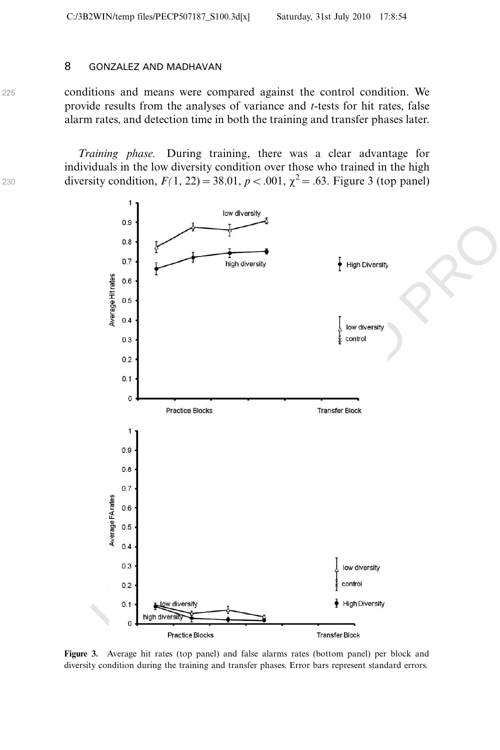conditions and means were compared against the control condition. We provide results from the analyses of variance and *t*-tests for hit rates, false alarm rates, and detection time in both the training and transfer phases later.

*Training phase.* During training, there was a clear advantage for individuals in the low diversity condition over those who trained in the high diversity condition, $F(1, 22) = 38.01$, $p < .001$, $\chi^2 = .63$. Figure 3 (top panel)

**Figure 3.** Average hit rates (top panel) and false alarms rates (bottom panel) per block and diversity condition during the training and transfer phases. Error bars represent standard errors.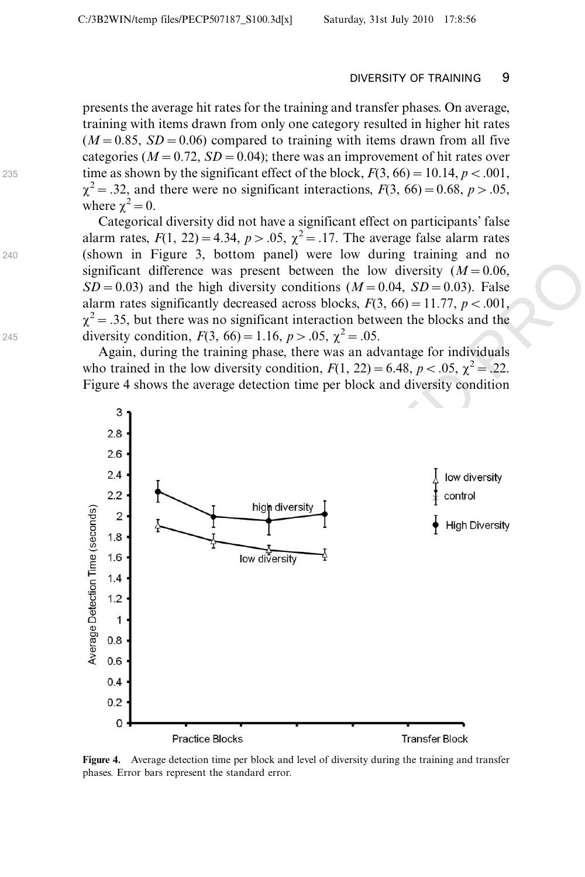presents the average hit rates for the training and transfer phases. On average, training with items drawn from only one category resulted in higher hit rates ($M = 0.85$, $SD = 0.06$) compared to training with items drawn from all five categories ($M = 0.72$, $SD = 0.04$); there was an improvement of hit rates over time as shown by the significant effect of the block, $F(3, 66) = 10.14$, $p < .001$, $\chi^2 = .32$, and there were no significant interactions, $F(3, 66) = 0.68$, $p > .05$, where $\chi^2 = 0$.

Categorical diversity did not have a significant effect on participants' false alarm rates, $F(1, 22) = 4.34$, $p > .05$, $\chi^2 = .17$. The average false alarm rates (shown in Figure 3, bottom panel) were low during training and no significant difference was present between the low diversity ($M = 0.06$, $SD = 0.03$) and the high diversity conditions ($M = 0.04$, $SD = 0.03$). False alarm rates significantly decreased across blocks, $F(3, 66) = 11.77$, $p < .001$, $\chi^2 = .35$, but there was no significant interaction between the blocks and the diversity condition, $F(3, 66) = 1.16$, $p > .05$, $\chi^2 = .05$.

Again, during the training phase, there was an advantage for individuals who trained in the low diversity condition, $F(1, 22) = 6.48$, $p < .05$, $\chi^2 = .22$. Figure 4 shows the average detection time per block and diversity condition

**Figure 4.** Average detection time per block and level of diversity during the training and transfer phases. Error bars represent the standard error.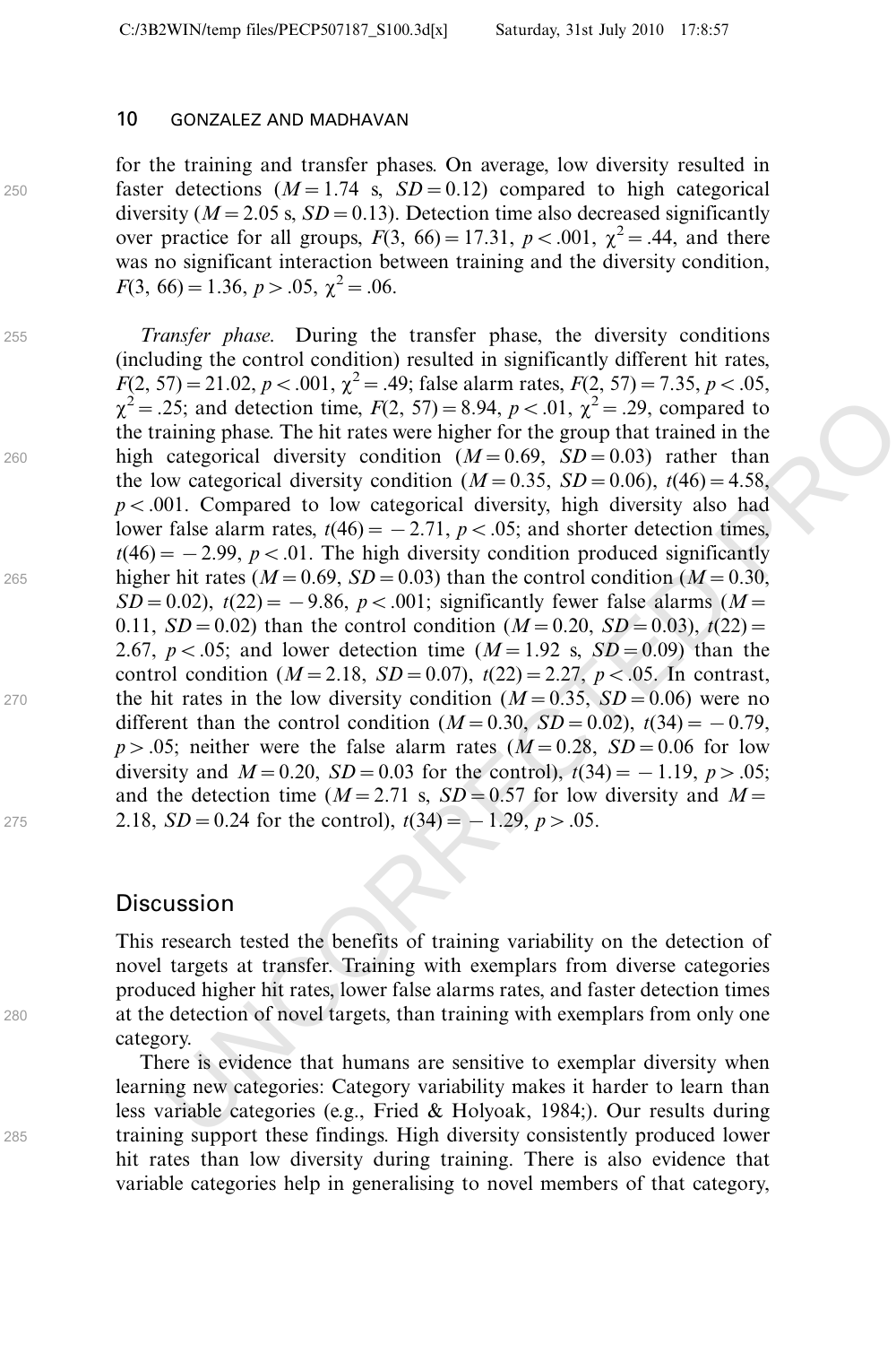for the training and transfer phases. On average, low diversity resulted in faster detections ($M = 1.74$ s, $SD = 0.12$) compared to high categorical diversity ($M = 2.05$ s, $SD = 0.13$). Detection time also decreased significantly over practice for all groups, $F(3, 66) = 17.31$, $p < .001$, $\chi^2 = .44$, and there was no significant interaction between training and the diversity condition, $F(3, 66) = 1.36$, $p > .05$, $\chi^2 = .06$.

*Transfer phase.* During the transfer phase, the diversity conditions (including the control condition) resulted in significantly different hit rates, $F(2, 57) = 21.02$, $p < .001$, $\chi^2 = .49$; false alarm rates, $F(2, 57) = 7.35$, $p < .05$, $\chi^2 = .25$; and detection time, $F(2, 57) = 8.94$, $p < .01$, $\chi^2 = .29$, compared to the training phase. The hit rates were higher for the group that trained in the high categorical diversity condition ($M = 0.69$, $SD = 0.03$) rather than the low categorical diversity condition ($M = 0.35$, $SD = 0.06$), $t(46) = 4.58$, $p < .001$. Compared to low categorical diversity, high diversity also had lower false alarm rates, $t(46) = -2.71$, $p < .05$; and shorter detection times, $t(46) = -2.99$, $p < .01$. The high diversity condition produced significantly higher hit rates ($M = 0.69$, $SD = 0.03$) than the control condition ($M = 0.30$, $SD = 0.02$), $t(22) = -9.86$, $p < .001$; significantly fewer false alarms ($M = 0.11$, $SD = 0.02$) than the control condition ($M = 0.20$, $SD = 0.03$), $t(22) = 2.67$, $p < .05$; and lower detection time ($M = 1.92$ s, $SD = 0.09$) than the control condition ($M = 2.18$, $SD = 0.07$), $t(22) = 2.27$, $p < .05$. In contrast, the hit rates in the low diversity condition ($M = 0.35$, $SD = 0.06$) were no different than the control condition ($M = 0.30$, $SD = 0.02$), $t(34) = -0.79$, $p > .05$; neither were the false alarm rates ($M = 0.28$, $SD = 0.06$ for low diversity and $M = 0.20$, $SD = 0.03$ for the control), $t(34) = -1.19$, $p > .05$; and the detection time ($M = 2.71$ s, $SD = 0.57$ for low diversity and $M = 2.18$, $SD = 0.24$ for the control), $t(34) = -1.29$, $p > .05$.

## Discussion

This research tested the benefits of training variability on the detection of novel targets at transfer. Training with exemplars from diverse categories produced higher hit rates, lower false alarms rates, and faster detection times at the detection of novel targets, than training with exemplars from only one category.

There is evidence that humans are sensitive to exemplar diversity when learning new categories: Category variability makes it harder to learn than less variable categories (e.g., Fried & Holyoak, 1984;). Our results during training support these findings. High diversity consistently produced lower hit rates than low diversity during training. There is also evidence that variable categories help in generalising to novel members of that category,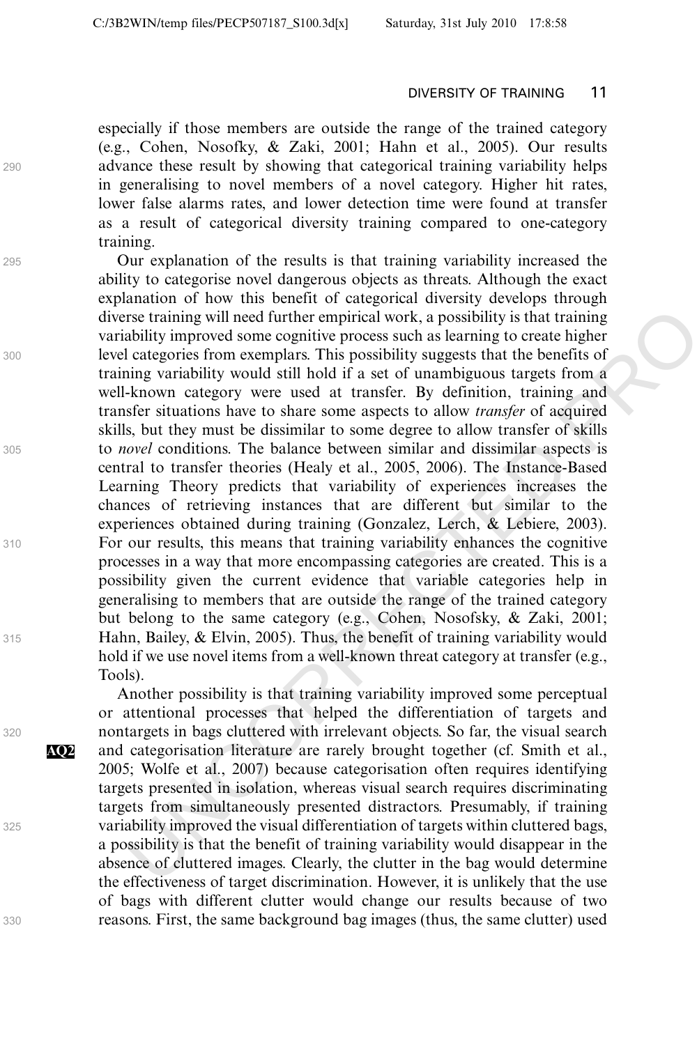especially if those members are outside the range of the trained category (e.g., Cohen, Nosofky, & Zaki, 2001; Hahn et al., 2005). Our results advance these result by showing that categorical training variability helps in generalising to novel members of a novel category. Higher hit rates, lower false alarms rates, and lower detection time were found at transfer as a result of categorical diversity training compared to one-category training.

Our explanation of the results is that training variability increased the ability to categorise novel dangerous objects as threats. Although the exact explanation of how this benefit of categorical diversity develops through diverse training will need further empirical work, a possibility is that training variability improved some cognitive process such as learning to create higher level categories from exemplars. This possibility suggests that the benefits of training variability would still hold if a set of unambiguous targets from a well-known category were used at transfer. By definition, training and transfer situations have to share some aspects to allow *transfer* of acquired skills, but they must be dissimilar to some degree to allow transfer of skills to *novel* conditions. The balance between similar and dissimilar aspects is central to transfer theories (Healy et al., 2005, 2006). The Instance-Based Learning Theory predicts that variability of experiences increases the chances of retrieving instances that are different but similar to the experiences obtained during training (Gonzalez, Lerch, & Lebiere, 2003). For our results, this means that training variability enhances the cognitive processes in a way that more encompassing categories are created. This is a possibility given the current evidence that variable categories help in generalising to members that are outside the range of the trained category but belong to the same category (e.g., Cohen, Nosofsky, & Zaki, 2001; Hahn, Bailey, & Elvin, 2005). Thus, the benefit of training variability would hold if we use novel items from a well-known threat category at transfer (e.g., Tools).

Another possibility is that training variability improved some perceptual or attentional processes that helped the differentiation of targets and nontargets in bags cluttered with irrelevant objects. So far, the visual search and categorisation literature are rarely brought together (cf. Smith et al., 2005; Wolfe et al., 2007) because categorisation often requires identifying targets presented in isolation, whereas visual search requires discriminating targets from simultaneously presented distractors. Presumably, if training variability improved the visual differentiation of targets within cluttered bags, a possibility is that the benefit of training variability would disappear in the absence of cluttered images. Clearly, the clutter in the bag would determine the effectiveness of target discrimination. However, it is unlikely that the use of bags with different clutter would change our results because of two reasons. First, the same background bag images (thus, the same clutter) used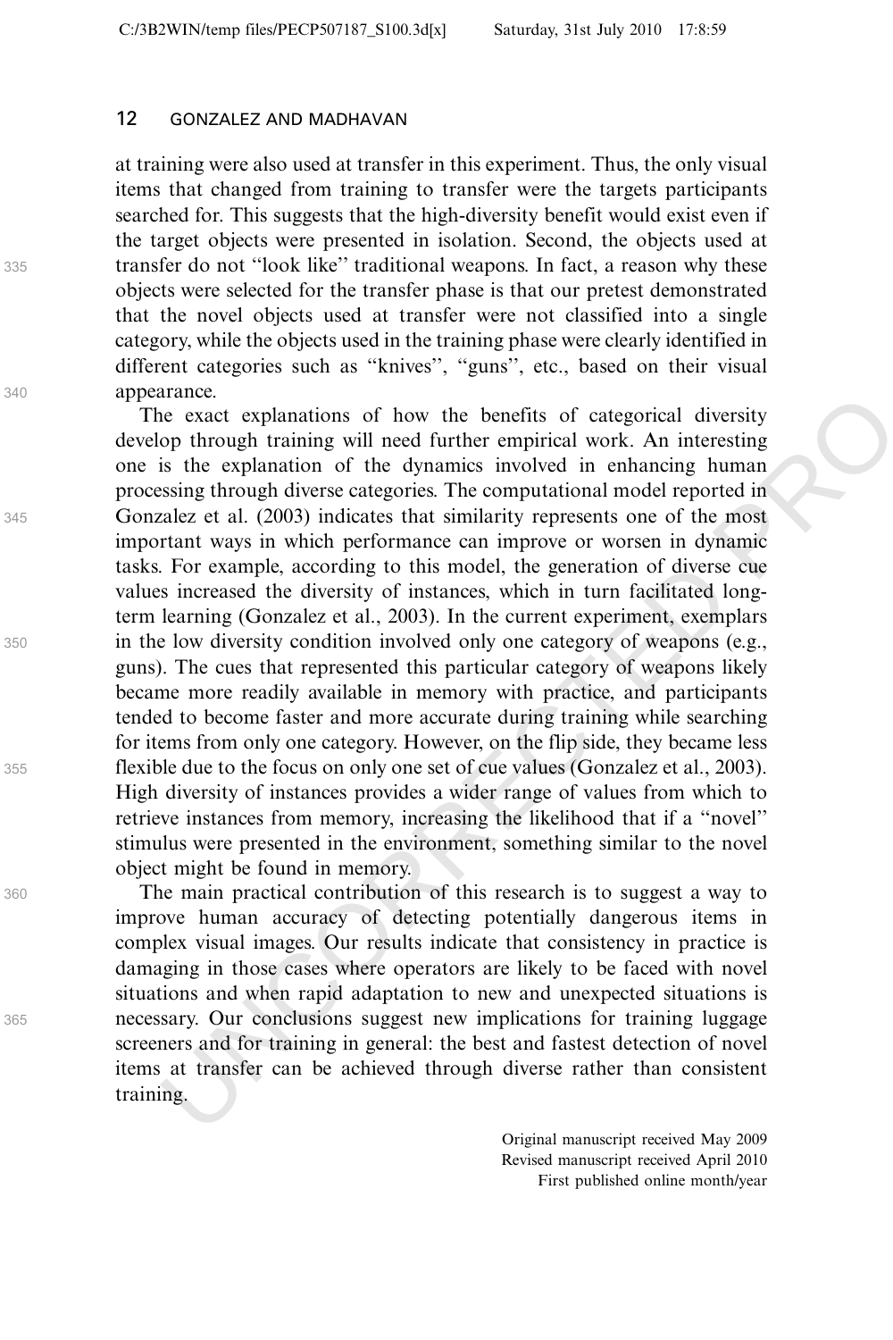at training were also used at transfer in this experiment. Thus, the only visual items that changed from training to transfer were the targets participants searched for. This suggests that the high-diversity benefit would exist even if the target objects were presented in isolation. Second, the objects used at transfer do not "look like" traditional weapons. In fact, a reason why these objects were selected for the transfer phase is that our pretest demonstrated that the novel objects used at transfer were not classified into a single category, while the objects used in the training phase were clearly identified in different categories such as "knives", "guns", etc., based on their visual appearance.

The exact explanations of how the benefits of categorical diversity develop through training will need further empirical work. An interesting one is the explanation of the dynamics involved in enhancing human processing through diverse categories. The computational model reported in Gonzalez et al. (2003) indicates that similarity represents one of the most important ways in which performance can improve or worsen in dynamic tasks. For example, according to this model, the generation of diverse cue values increased the diversity of instances, which in turn facilitated long-term learning (Gonzalez et al., 2003). In the current experiment, exemplars in the low diversity condition involved only one category of weapons (e.g., guns). The cues that represented this particular category of weapons likely became more readily available in memory with practice, and participants tended to become faster and more accurate during training while searching for items from only one category. However, on the flip side, they became less flexible due to the focus on only one set of cue values (Gonzalez et al., 2003). High diversity of instances provides a wider range of values from which to retrieve instances from memory, increasing the likelihood that if a "novel" stimulus were presented in the environment, something similar to the novel object might be found in memory.

The main practical contribution of this research is to suggest a way to improve human accuracy of detecting potentially dangerous items in complex visual images. Our results indicate that consistency in practice is damaging in those cases where operators are likely to be faced with novel situations and when rapid adaptation to new and unexpected situations is necessary. Our conclusions suggest new implications for training luggage screeners and for training in general: the best and fastest detection of novel items at transfer can be achieved through diverse rather than consistent training.

Original manuscript received May 2009
Revised manuscript received April 2010
First published online month/year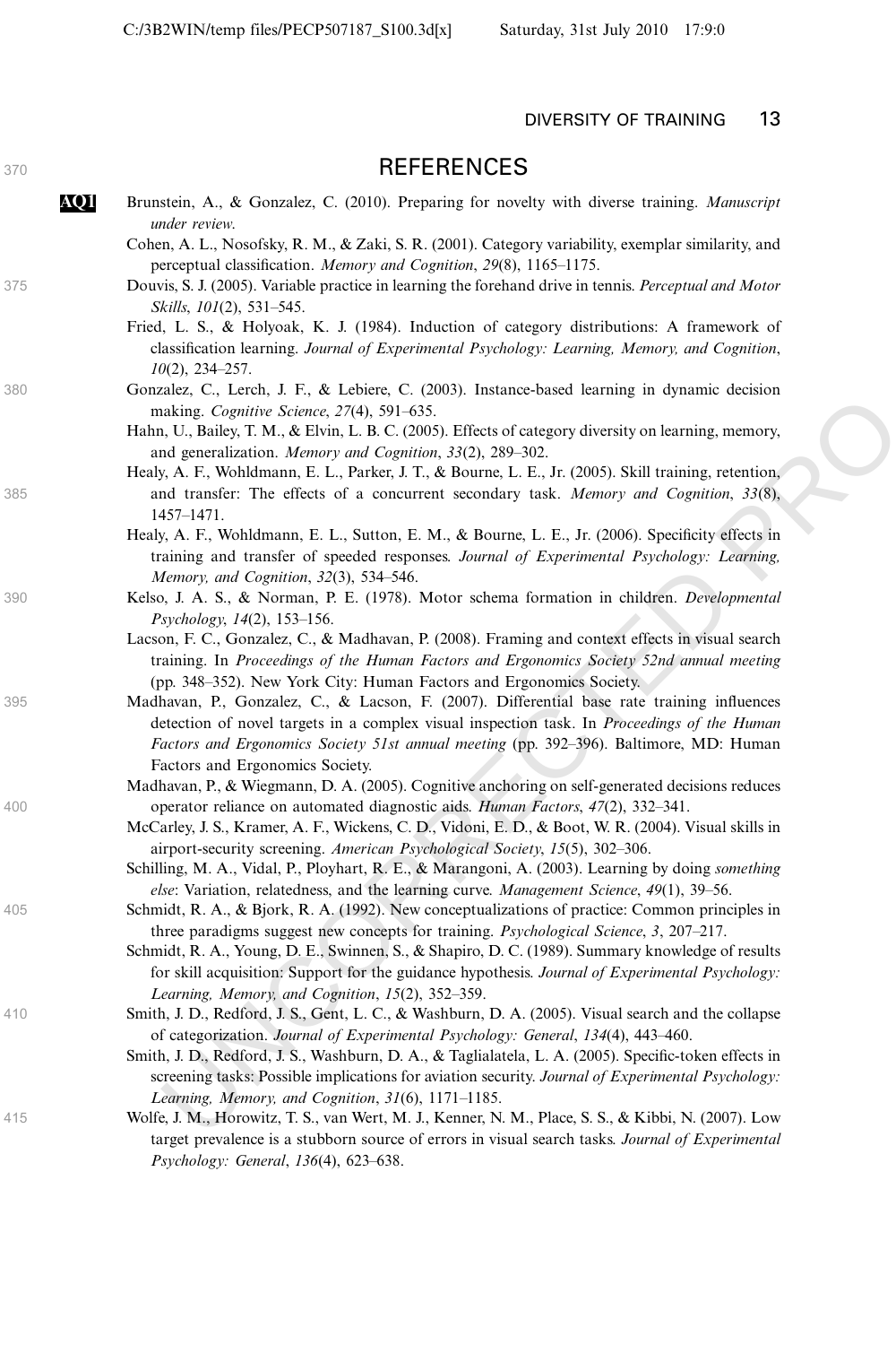# REFERENCES

Brunstein, A., & Gonzalez, C. (2010). Preparing for novelty with diverse training. *Manuscript under review*.

Cohen, A. L., Nosofsky, R. M., & Zaki, S. R. (2001). Category variability, exemplar similarity, and perceptual classification. *Memory and Cognition*, *29*(8), 1165–1175.

Douvis, S. J. (2005). Variable practice in learning the forehand drive in tennis. *Perceptual and Motor Skills*, *101*(2), 531–545.

Fried, L. S., & Holyoak, K. J. (1984). Induction of category distributions: A framework of classification learning. *Journal of Experimental Psychology: Learning, Memory, and Cognition*, *10*(2), 234–257.

Gonzalez, C., Lerch, J. F., & Lebiere, C. (2003). Instance-based learning in dynamic decision making. *Cognitive Science*, *27*(4), 591–635.

Hahn, U., Bailey, T. M., & Elvin, L. B. C. (2005). Effects of category diversity on learning, memory, and generalization. *Memory and Cognition*, *33*(2), 289–302.

Healy, A. F., Wohldmann, E. L., Parker, J. T., & Bourne, L. E., Jr. (2005). Skill training, retention, and transfer: The effects of a concurrent secondary task. *Memory and Cognition*, *33*(8), 1457–1471.

Healy, A. F., Wohldmann, E. L., Sutton, E. M., & Bourne, L. E., Jr. (2006). Specificity effects in training and transfer of speeded responses. *Journal of Experimental Psychology: Learning, Memory, and Cognition*, *32*(3), 534–546.

Kelso, J. A. S., & Norman, P. E. (1978). Motor schema formation in children. *Developmental Psychology*, *14*(2), 153–156.

Lacson, F. C., Gonzalez, C., & Madhavan, P. (2008). Framing and context effects in visual search training. In *Proceedings of the Human Factors and Ergonomics Society 52nd annual meeting* (pp. 348–352). New York City: Human Factors and Ergonomics Society.

Madhavan, P., Gonzalez, C., & Lacson, F. (2007). Differential base rate training influences detection of novel targets in a complex visual inspection task. In *Proceedings of the Human Factors and Ergonomics Society 51st annual meeting* (pp. 392–396). Baltimore, MD: Human Factors and Ergonomics Society.

Madhavan, P., & Wiegmann, D. A. (2005). Cognitive anchoring on self-generated decisions reduces operator reliance on automated diagnostic aids. *Human Factors*, *47*(2), 332–341.

McCarley, J. S., Kramer, A. F., Wickens, C. D., Vidoni, E. D., & Boot, W. R. (2004). Visual skills in airport-security screening. *American Psychological Society*, *15*(5), 302–306.

Schilling, M. A., Vidal, P., Ployhart, R. E., & Marangoni, A. (2003). Learning by doing *something else*: Variation, relatedness, and the learning curve. *Management Science*, *49*(1), 39–56.

Schmidt, R. A., & Bjork, R. A. (1992). New conceptualizations of practice: Common principles in three paradigms suggest new concepts for training. *Psychological Science*, *3*, 207–217.

Schmidt, R. A., Young, D. E., Swinnen, S., & Shapiro, D. C. (1989). Summary knowledge of results for skill acquisition: Support for the guidance hypothesis. *Journal of Experimental Psychology: Learning, Memory, and Cognition*, *15*(2), 352–359.

Smith, J. D., Redford, J. S., Gent, L. C., & Washburn, D. A. (2005). Visual search and the collapse of categorization. *Journal of Experimental Psychology: General*, *134*(4), 443–460.

Smith, J. D., Redford, J. S., Washburn, D. A., & Taglialatela, L. A. (2005). Specific-token effects in screening tasks: Possible implications for aviation security. *Journal of Experimental Psychology: Learning, Memory, and Cognition*, *31*(6), 1171–1185.

Wolfe, J. M., Horowitz, T. S., van Wert, M. J., Kenner, N. M., Place, S. S., & Kibbi, N. (2007). Low target prevalence is a stubborn source of errors in visual search tasks. *Journal of Experimental Psychology: General*, *136*(4), 623–638.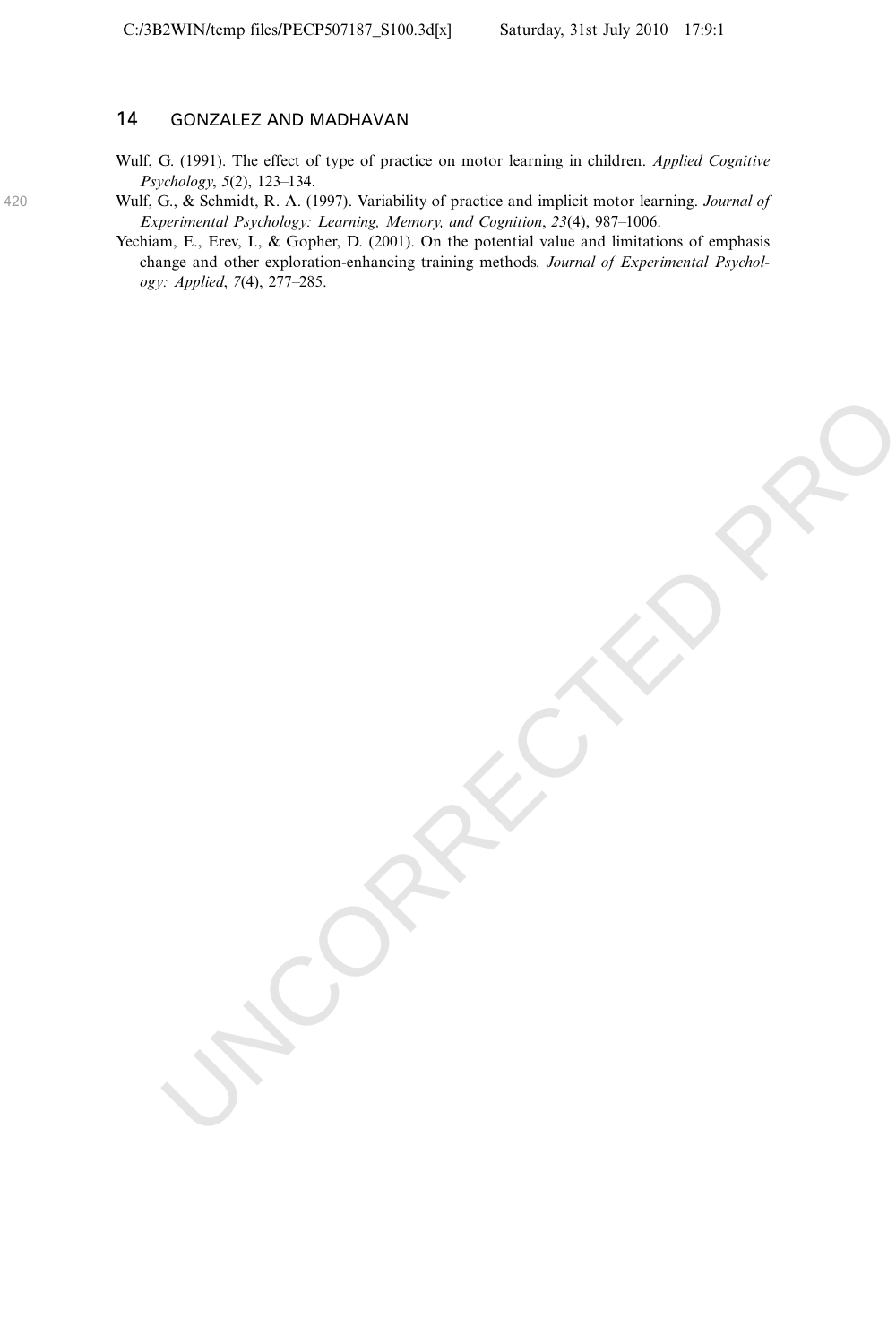Wulf, G. (1991). The effect of type of practice on motor learning in children. *Applied Cognitive Psychology*, *5*(2), 123–134.

Wulf, G., & Schmidt, R. A. (1997). Variability of practice and implicit motor learning. *Journal of Experimental Psychology: Learning, Memory, and Cognition*, *23*(4), 987–1006.

Yechiam, E., Erev, I., & Gopher, D. (2001). On the potential value and limitations of emphasis change and other exploration-enhancing training methods. *Journal of Experimental Psychology: Applied*, *7*(4), 277–285.